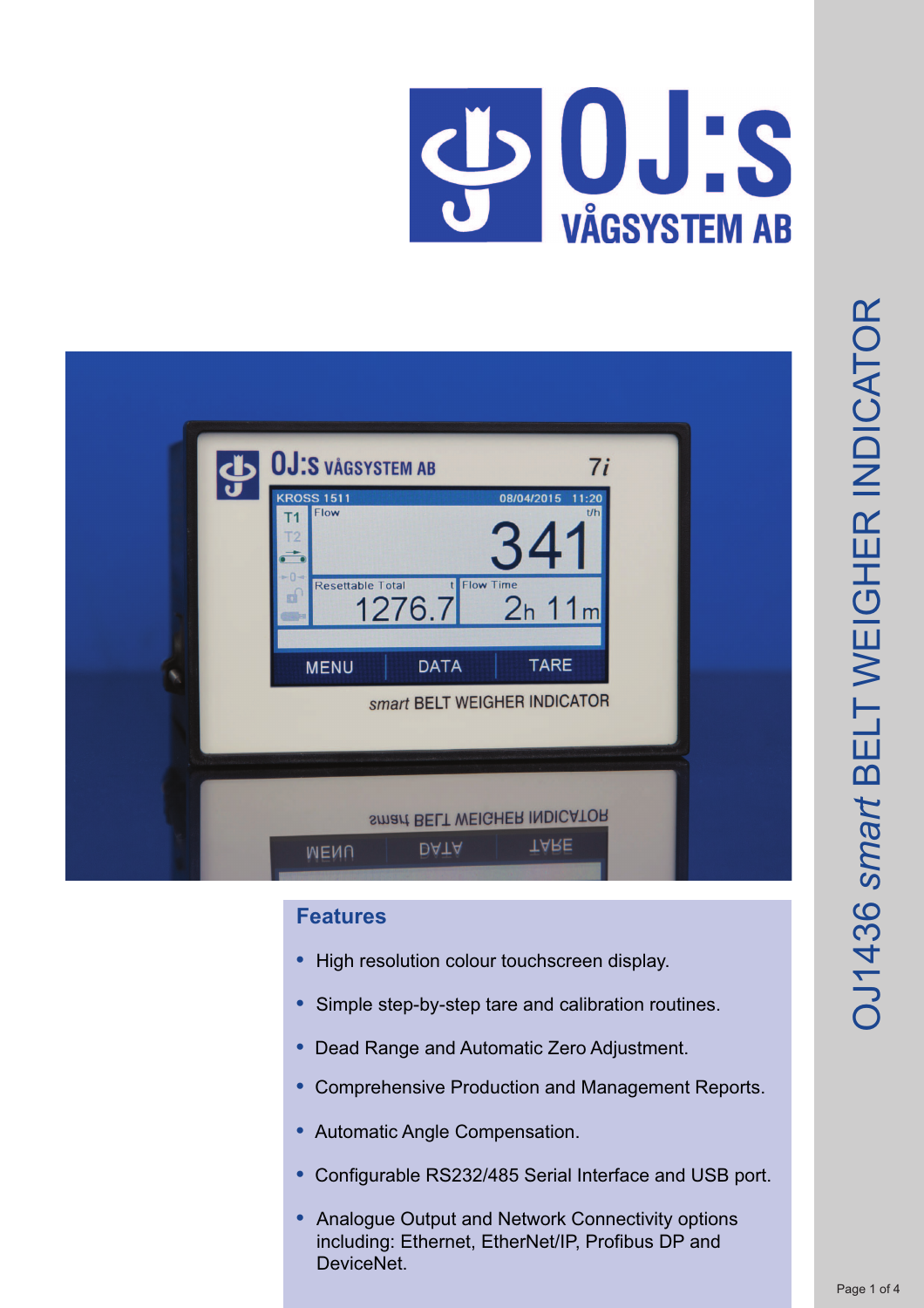# OJ:S VÅGSYSTEM AB

# OJ1436 *smart* BELT WEIGHER INDICATOR

## Features

- High resolution colour touchscreen display.
- Simple step-by-step tare and calibration routines.
- Dead Range and Automatic Zero Adjustment.
- Comprehensive Production and Management Reports.
- Automatic Angle Compensation.
- Configurable RS232/485 Serial Interface and USB port.
- Analogue Output and Network Connectivity options including: Ethernet, EtherNet/IP, Profibus DP and DeviceNet.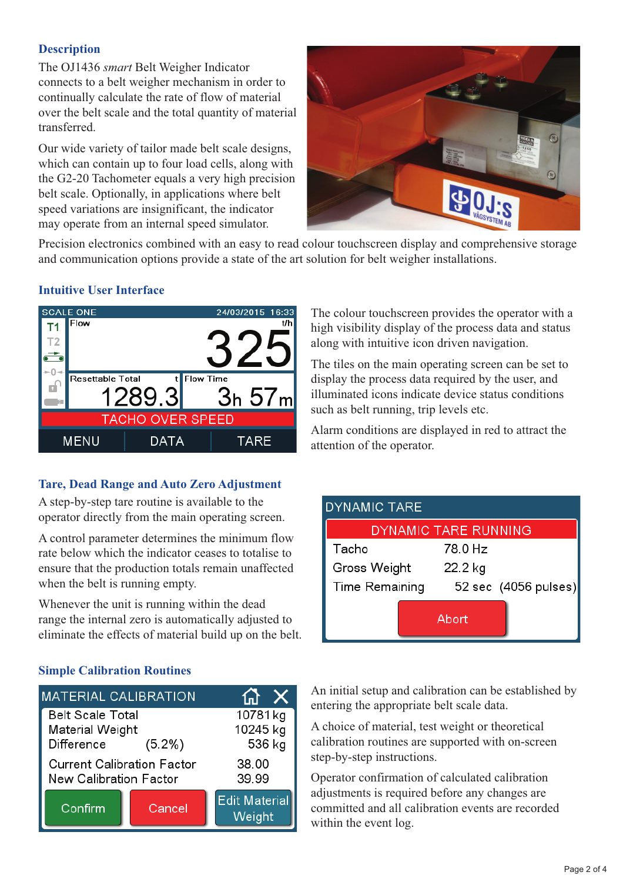## Description

The OJ1436 *smart* Belt Weigher Indicator connects to a belt weigher mechanism in order to continually calculate the rate of flow of material over the belt scale and the total quantity of material transferred.

Our wide variety of tailor made belt scale designs, which can contain up to four load cells, along with the G2-20 Tachometer equals a very high precision belt scale. Optionally, in applications where belt speed variations are insignificant, the indicator may operate from an internal speed simulator.

Precision electronics combined with an easy to read colour touchscreen display and comprehensive storage and communication options provide a state of the art solution for belt weigher installations.

## Intuitive User Interface

The colour touchscreen provides the operator with a high visibility display of the process data and status along with intuitive icon driven navigation.

The tiles on the main operating screen can be set to display the process data required by the user, and illuminated icons indicate device status conditions such as belt running, trip levels etc.

Alarm conditions are displayed in red to attract the attention of the operator.

## Tare, Dead Range and Auto Zero Adjustment

A step-by-step tare routine is available to the operator directly from the main operating screen.

A control parameter determines the minimum flow rate below which the indicator ceases to totalise to ensure that the production totals remain unaffected when the belt is running empty.

Whenever the unit is running within the dead range the internal zero is automatically adjusted to eliminate the effects of material build up on the belt.

## Simple Calibration Routines

An initial setup and calibration can be established by entering the appropriate belt scale data.

A choice of material, test weight or theoretical calibration routines are supported with on-screen step-by-step instructions.

Operator confirmation of calculated calibration adjustments is required before any changes are committed and all calibration events are recorded within the event log.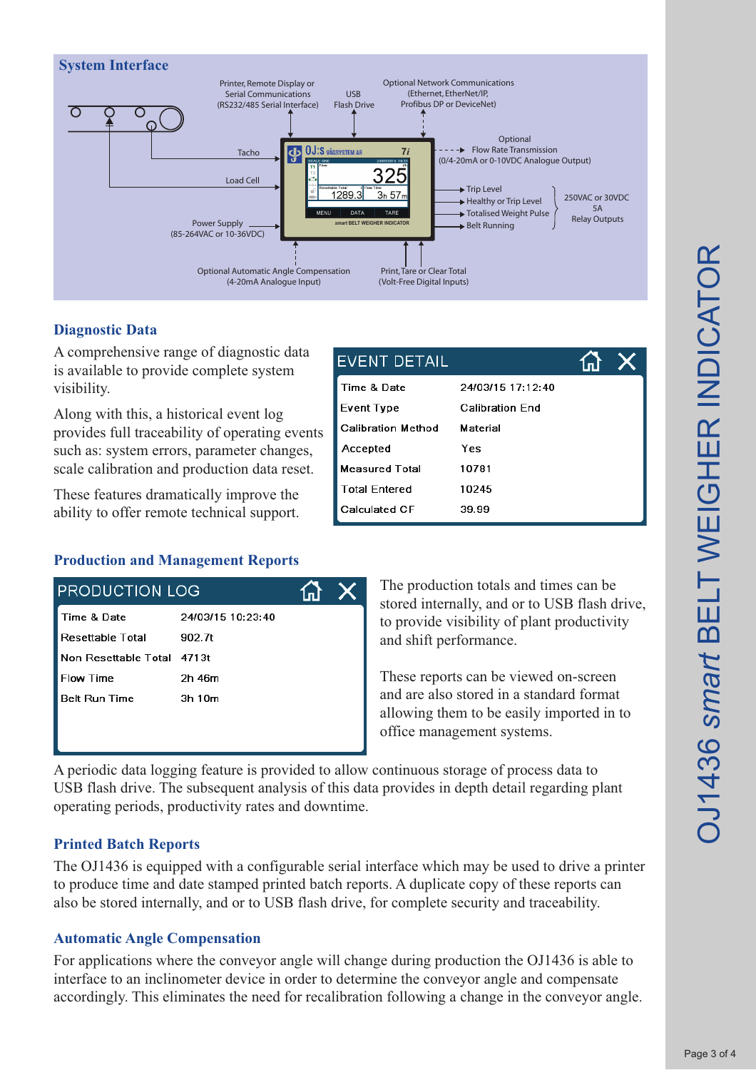## System Interface

Printer, Remote Display or Serial Communications (RS232/485 Serial Interface)

USB Flash Drive

Optional Network Communications (Ethernet, EtherNet/IP, Profibus DP or DeviceNet)

Tacho

Load Cell

Power Supply (85-264VAC or 10-36VDC)

Optional Flow Rate Transmission (0/4-20mA or 0-10VDC Analogue Output)

- Trip Level
- Healthy or Trip Level
- Totalised Weight Pulse
- Belt Running

250VAC or 30VDC 5A Relay Outputs

Optional Automatic Angle Compensation (4-20mA Analogue Input)

Print, Tare or Clear Total (Volt-Free Digital Inputs)

## Diagnostic Data

A comprehensive range of diagnostic data is available to provide complete system visibility.

Along with this, a historical event log provides full traceability of operating events such as: system errors, parameter changes, scale calibration and production data reset.

These features dramatically improve the ability to offer remote technical support.

**EVENT DETAIL**

| | |
|---|---|
| Time & Date | 24/03/15 17:12:40 |
| Event Type | Calibration End |
| Calibration Method | Material |
| Accepted | Yes |
| Measured Total | 10781 |
| Total Entered | 10245 |
| Calculated CF | 39.99 |

## Production and Management Reports

**PRODUCTION LOG**

| | |
|---|---|
| Time & Date | 24/03/15 10:23:40 |
| Resettable Total | 902.7t |
| Non Resettable Total | 4713t |
| Flow Time | 2h 46m |
| Belt Run Time | 3h 10m |

The production totals and times can be stored internally, and or to USB flash drive, to provide visibility of plant productivity and shift performance.

These reports can be viewed on-screen and are also stored in a standard format allowing them to be easily imported in to office management systems.

A periodic data logging feature is provided to allow continuous storage of process data to USB flash drive. The subsequent analysis of this data provides in depth detail regarding plant operating periods, productivity rates and downtime.

## Printed Batch Reports

The OJ1436 is equipped with a configurable serial interface which may be used to drive a printer to produce time and date stamped printed batch reports. A duplicate copy of these reports can also be stored internally, and or to USB flash drive, for complete security and traceability.

## Automatic Angle Compensation

For applications where the conveyor angle will change during production the OJ1436 is able to interface to an inclinometer device in order to determine the conveyor angle and compensate accordingly. This eliminates the need for recalibration following a change in the conveyor angle.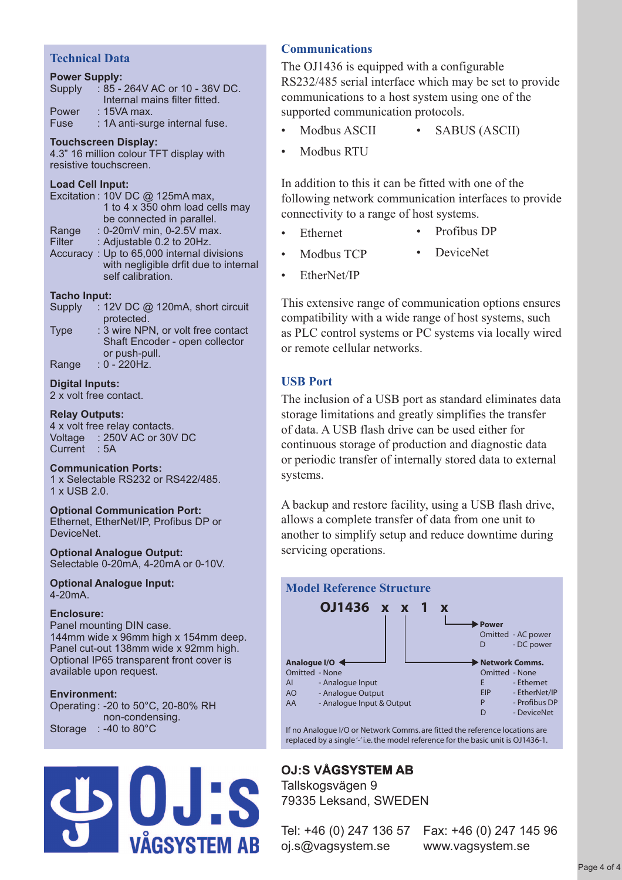## Technical Data

**Power Supply:**
Supply : 85 - 264V AC or 10 - 36V DC. Internal mains filter fitted.
Power : 15VA max.
Fuse : 1A anti-surge internal fuse.

**Touchscreen Display:**
4.3" 16 million colour TFT display with resistive touchscreen.

**Load Cell Input:**
Excitation : 10V DC @ 125mA max, 1 to 4 x 350 ohm load cells may be connected in parallel.
Range : 0-20mV min, 0-2.5V max.
Filter : Adjustable 0.2 to 20Hz.
Accuracy : Up to 65,000 internal divisions with negligible drfit due to internal self calibration.

**Tacho Input:**
Supply : 12V DC @ 120mA, short circuit protected.
Type : 3 wire NPN, or volt free contact Shaft Encoder - open collector or push-pull.
Range : 0 - 220Hz.

**Digital Inputs:**
2 x volt free contact.

**Relay Outputs:**
4 x volt free relay contacts.
Voltage : 250V AC or 30V DC
Current : 5A

**Communication Ports:**
1 x Selectable RS232 or RS422/485.
1 x USB 2.0.

**Optional Communication Port:**
Ethernet, EtherNet/IP, Profibus DP or DeviceNet.

**Optional Analogue Output:**
Selectable 0-20mA, 4-20mA or 0-10V.

**Optional Analogue Input:**
4-20mA.

**Enclosure:**
Panel mounting DIN case.
144mm wide x 96mm high x 154mm deep.
Panel cut-out 138mm wide x 92mm high.
Optional IP65 transparent front cover is available upon request.

**Environment:**
Operating : -20 to 50°C, 20-80% RH non-condensing.
Storage : -40 to 80°C

## Communications

The OJ1436 is equipped with a configurable RS232/485 serial interface which may be set to provide communications to a host system using one of the supported communication protocols.

- Modbus ASCII
- SABUS (ASCII)
- Modbus RTU

In addition to this it can be fitted with one of the following network communication interfaces to provide connectivity to a range of host systems.

- Ethernet
- Profibus DP
- Modbus TCP
- DeviceNet
- EtherNet/IP

This extensive range of communication options ensures compatibility with a wide range of host systems, such as PLC control systems or PC systems via locally wired or remote cellular networks.

## USB Port

The inclusion of a USB port as standard eliminates data storage limitations and greatly simplifies the transfer of data. A USB flash drive can be used either for continuous storage of production and diagnostic data or periodic transfer of internally stored data to external systems.

A backup and restore facility, using a USB flash drive, allows a complete transfer of data from one unit to another to simplify setup and reduce downtime during servicing operations.

## Model Reference Structure

**OJ1436 x x 1 x**

**Power**
Omitted - AC power
D - DC power

**Analogue I/O**
Omitted - None
AI - Analogue Input
AO - Analogue Output
AA - Analogue Input & Output

**Network Comms.**
Omitted - None
E - Ethernet
EIP - EtherNet/IP
P - Profibus DP
D - DeviceNet

If no Analogue I/O or Network Comms. are fitted the reference locations are replaced by a single '-' i.e. the model reference for the basic unit is OJ1436-1.

OJ:S VÅGSYSTEM AB

**OJ:S VÅGSYSTEM AB**
Tallskogsvägen 9
79335 Leksand, SWEDEN

Tel: +46 (0) 247 136 57
Fax: +46 (0) 247 145 96
oj.s@vagsystem.se
www.vagsystem.se